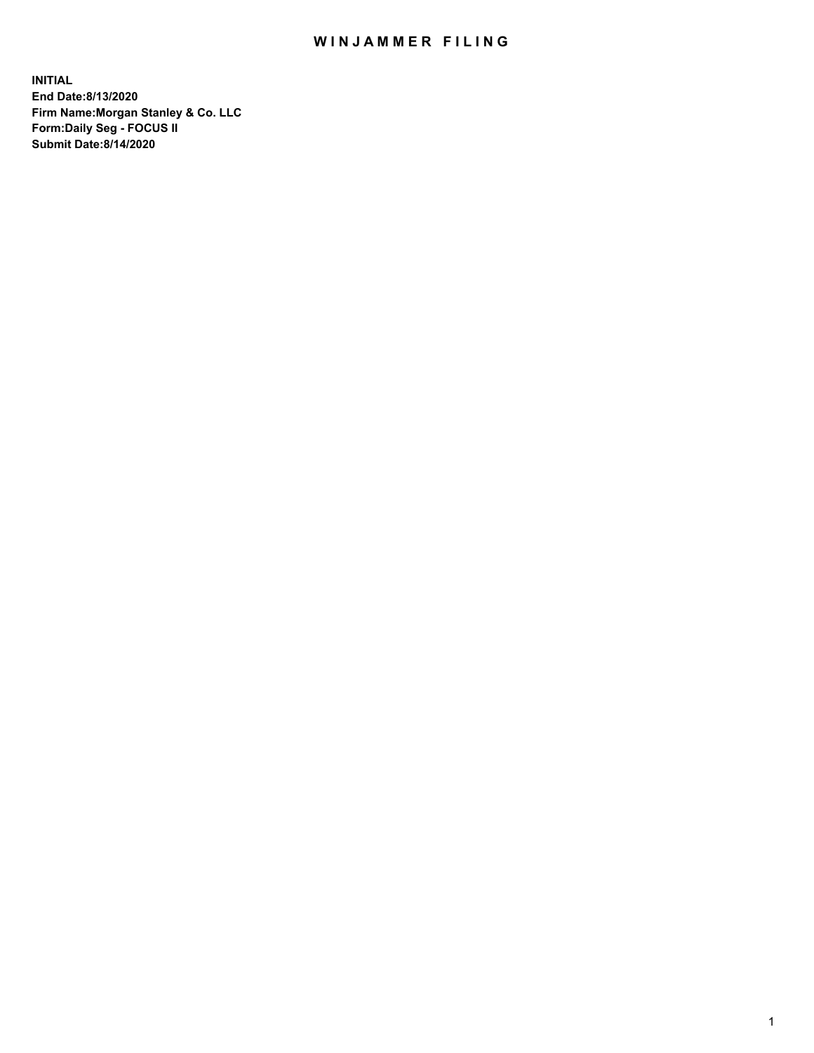# WINJAMMER FILING

**INITIAL**
**End Date:8/13/2020**
**Firm Name:Morgan Stanley & Co. LLC**
**Form:Daily Seg - FOCUS II**
**Submit Date:8/14/2020**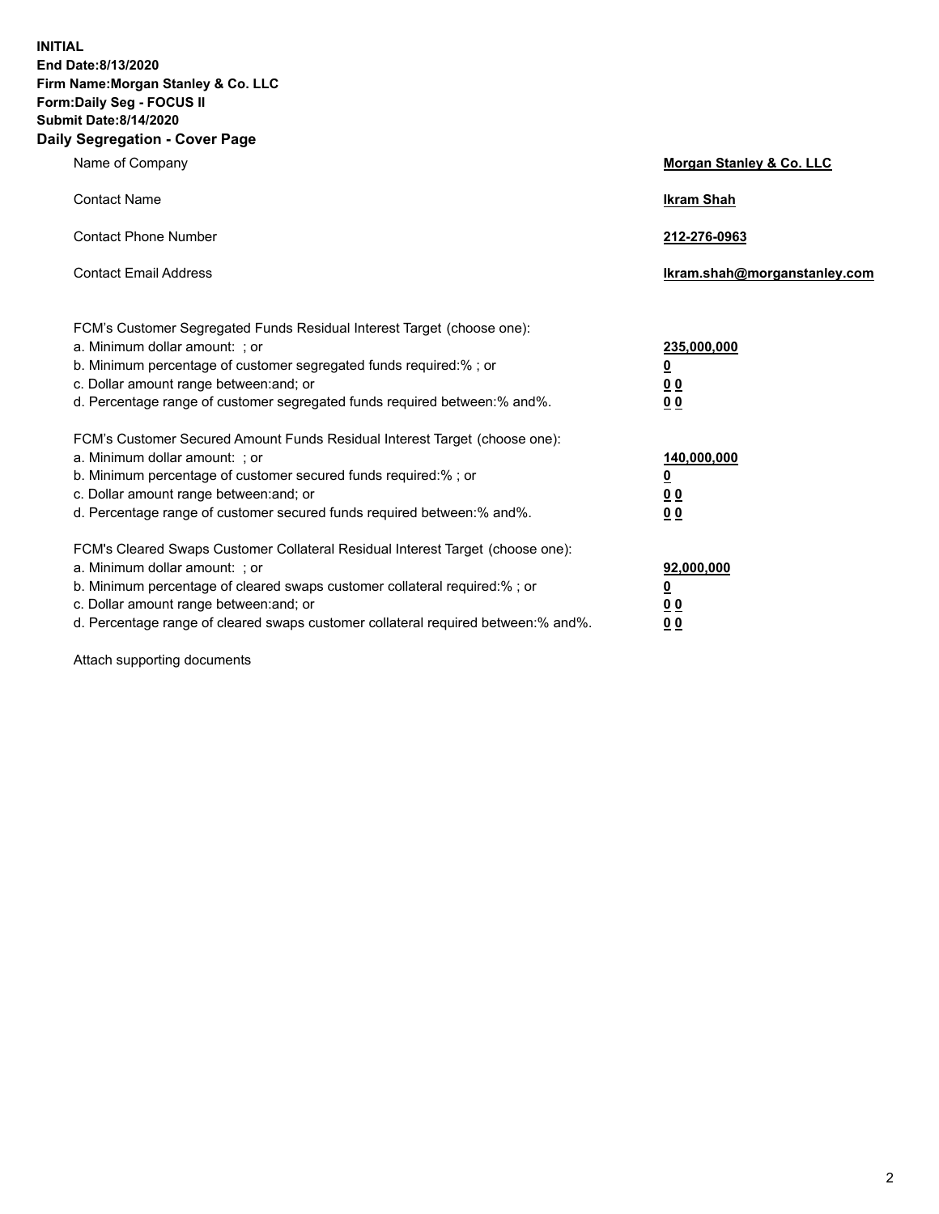**INITIAL**
**End Date:8/13/2020**
**Firm Name:Morgan Stanley & Co. LLC**
**Form:Daily Seg - FOCUS II**
**Submit Date:8/14/2020**

## Daily Segregation - Cover Page

| | |
|---|---|
| Name of Company | **Morgan Stanley & Co. LLC** |
| Contact Name | **Ikram Shah** |
| Contact Phone Number | **212-276-0963** |
| Contact Email Address | **Ikram.shah@morganstanley.com** |

FCM's Customer Segregated Funds Residual Interest Target (choose one):

| | |
|---|---|
| a. Minimum dollar amount: ; or | **235,000,000** |
| b. Minimum percentage of customer segregated funds required:% ; or | **0** |
| c. Dollar amount range between:and; or | **0 0** |
| d. Percentage range of customer segregated funds required between:% and%. | **0 0** |

FCM's Customer Secured Amount Funds Residual Interest Target (choose one):

| | |
|---|---|
| a. Minimum dollar amount: ; or | **140,000,000** |
| b. Minimum percentage of customer secured funds required:% ; or | **0** |
| c. Dollar amount range between:and; or | **0 0** |
| d. Percentage range of customer secured funds required between:% and%. | **0 0** |

FCM's Cleared Swaps Customer Collateral Residual Interest Target (choose one):

| | |
|---|---|
| a. Minimum dollar amount: ; or | **92,000,000** |
| b. Minimum percentage of cleared swaps customer collateral required:% ; or | **0** |
| c. Dollar amount range between:and; or | **0 0** |
| d. Percentage range of cleared swaps customer collateral required between:% and%. | **0 0** |

Attach supporting documents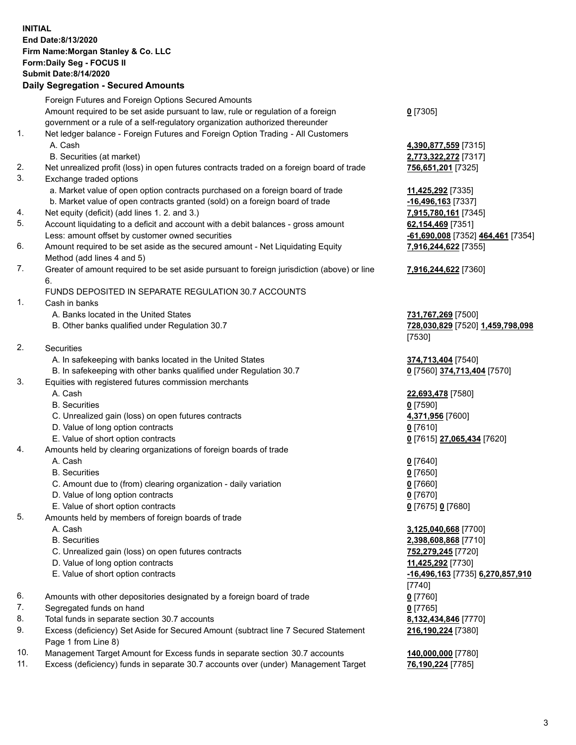**INITIAL**
**End Date:8/13/2020**
**Firm Name:Morgan Stanley & Co. LLC**
**Form:Daily Seg - FOCUS II**
**Submit Date:8/14/2020**

**Daily Segregation - Secured Amounts**

| | | |
|---|---|---|
| | Foreign Futures and Foreign Options Secured Amounts | |
| | Amount required to be set aside pursuant to law, rule or regulation of a foreign government or a rule of a self-regulatory organization authorized thereunder | **0** [7305] |
| 1. | Net ledger balance - Foreign Futures and Foreign Option Trading - All Customers | |
| | A. Cash | **4,390,877,559** [7315] |
| | B. Securities (at market) | **2,773,322,272** [7317] |
| 2. | Net unrealized profit (loss) in open futures contracts traded on a foreign board of trade | **756,651,201** [7325] |
| 3. | Exchange traded options | |
| | a. Market value of open option contracts purchased on a foreign board of trade | **11,425,292** [7335] |
| | b. Market value of open contracts granted (sold) on a foreign board of trade | **-16,496,163** [7337] |
| 4. | Net equity (deficit) (add lines 1. 2. and 3.) | **7,915,780,161** [7345] |
| 5. | Account liquidating to a deficit and account with a debit balances - gross amount | **62,154,469** [7351] |
| | Less: amount offset by customer owned securities | **-61,690,008** [7352] **464,461** [7354] |
| 6. | Amount required to be set aside as the secured amount - Net Liquidating Equity Method (add lines 4 and 5) | **7,916,244,622** [7355] |
| 7. | Greater of amount required to be set aside pursuant to foreign jurisdiction (above) or line 6. | **7,916,244,622** [7360] |
| | FUNDS DEPOSITED IN SEPARATE REGULATION 30.7 ACCOUNTS | |
| 1. | Cash in banks | |
| | A. Banks located in the United States | **731,767,269** [7500] |
| | B. Other banks qualified under Regulation 30.7 | **728,030,829** [7520] **1,459,798,098** [7530] |
| 2. | Securities | |
| | A. In safekeeping with banks located in the United States | **374,713,404** [7540] |
| | B. In safekeeping with other banks qualified under Regulation 30.7 | **0** [7560] **374,713,404** [7570] |
| 3. | Equities with registered futures commission merchants | |
| | A. Cash | **22,693,478** [7580] |
| | B. Securities | **0** [7590] |
| | C. Unrealized gain (loss) on open futures contracts | **4,371,956** [7600] |
| | D. Value of long option contracts | **0** [7610] |
| | E. Value of short option contracts | **0** [7615] **27,065,434** [7620] |
| 4. | Amounts held by clearing organizations of foreign boards of trade | |
| | A. Cash | **0** [7640] |
| | B. Securities | **0** [7650] |
| | C. Amount due to (from) clearing organization - daily variation | **0** [7660] |
| | D. Value of long option contracts | **0** [7670] |
| | E. Value of short option contracts | **0** [7675] **0** [7680] |
| 5. | Amounts held by members of foreign boards of trade | |
| | A. Cash | **3,125,040,668** [7700] |
| | B. Securities | **2,398,608,868** [7710] |
| | C. Unrealized gain (loss) on open futures contracts | **752,279,245** [7720] |
| | D. Value of long option contracts | **11,425,292** [7730] |
| | E. Value of short option contracts | **-16,496,163** [7735] **6,270,857,910** [7740] |
| 6. | Amounts with other depositories designated by a foreign board of trade | **0** [7760] |
| 7. | Segregated funds on hand | **0** [7765] |
| 8. | Total funds in separate section 30.7 accounts | **8,132,434,846** [7770] |
| 9. | Excess (deficiency) Set Aside for Secured Amount (subtract line 7 Secured Statement Page 1 from Line 8) | **216,190,224** [7380] |
| 10. | Management Target Amount for Excess funds in separate section 30.7 accounts | **140,000,000** [7780] |
| 11. | Excess (deficiency) funds in separate 30.7 accounts over (under) Management Target | **76,190,224** [7785] |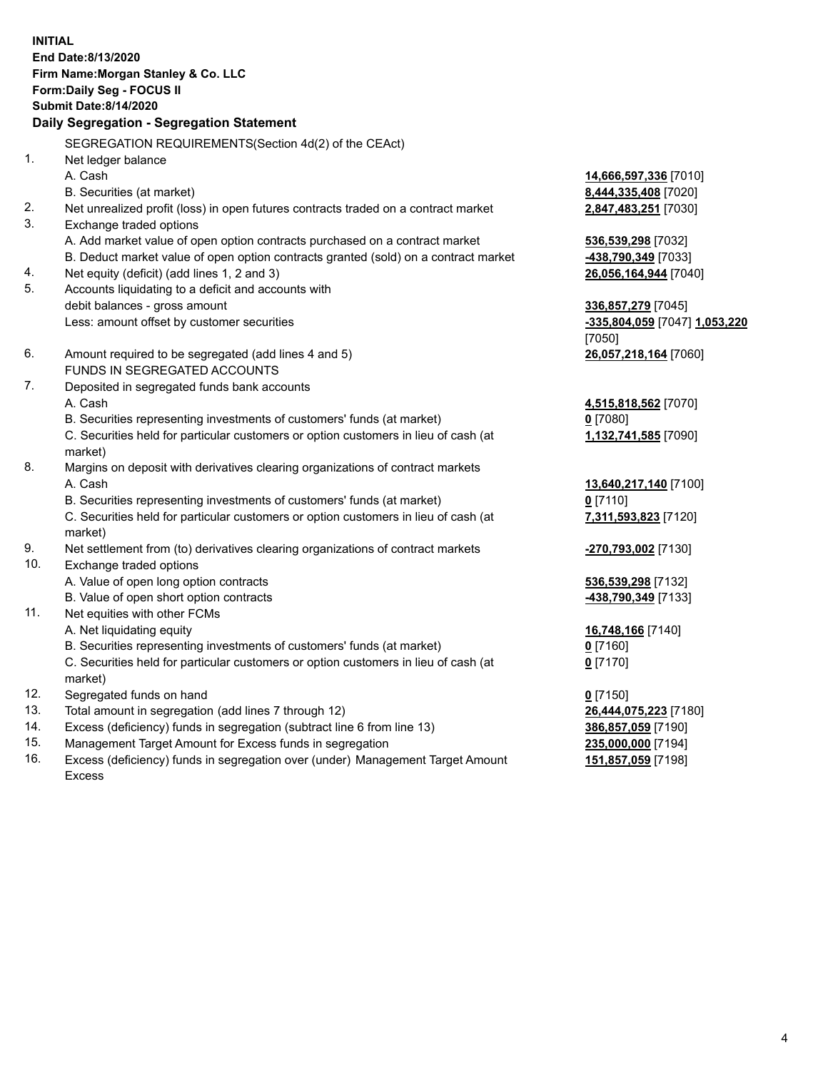**INITIAL**
**End Date:8/13/2020**
**Firm Name:Morgan Stanley & Co. LLC**
**Form:Daily Seg - FOCUS II**
**Submit Date:8/14/2020**

## Daily Segregation - Segregation Statement

| | | |
|---|---|---|
| | SEGREGATION REQUIREMENTS(Section 4d(2) of the CEAct) | |
| 1. | Net ledger balance | |
| | A. Cash | **14,666,597,336** [7010] |
| | B. Securities (at market) | **8,444,335,408** [7020] |
| 2. | Net unrealized profit (loss) in open futures contracts traded on a contract market | **2,847,483,251** [7030] |
| 3. | Exchange traded options | |
| | A. Add market value of open option contracts purchased on a contract market | **536,539,298** [7032] |
| | B. Deduct market value of open option contracts granted (sold) on a contract market | **-438,790,349** [7033] |
| 4. | Net equity (deficit) (add lines 1, 2 and 3) | **26,056,164,944** [7040] |
| 5. | Accounts liquidating to a deficit and accounts with debit balances - gross amount | **336,857,279** [7045] |
| | Less: amount offset by customer securities | **-335,804,059** [7047] **1,053,220** [7050] |
| 6. | Amount required to be segregated (add lines 4 and 5) | **26,057,218,164** [7060] |
| | FUNDS IN SEGREGATED ACCOUNTS | |
| 7. | Deposited in segregated funds bank accounts | |
| | A. Cash | **4,515,818,562** [7070] |
| | B. Securities representing investments of customers' funds (at market) | **0** [7080] |
| | C. Securities held for particular customers or option customers in lieu of cash (at market) | **1,132,741,585** [7090] |
| 8. | Margins on deposit with derivatives clearing organizations of contract markets | |
| | A. Cash | **13,640,217,140** [7100] |
| | B. Securities representing investments of customers' funds (at market) | **0** [7110] |
| | C. Securities held for particular customers or option customers in lieu of cash (at market) | **7,311,593,823** [7120] |
| 9. | Net settlement from (to) derivatives clearing organizations of contract markets | **-270,793,002** [7130] |
| 10. | Exchange traded options | |
| | A. Value of open long option contracts | **536,539,298** [7132] |
| | B. Value of open short option contracts | **-438,790,349** [7133] |
| 11. | Net equities with other FCMs | |
| | A. Net liquidating equity | **16,748,166** [7140] |
| | B. Securities representing investments of customers' funds (at market) | **0** [7160] |
| | C. Securities held for particular customers or option customers in lieu of cash (at market) | **0** [7170] |
| 12. | Segregated funds on hand | **0** [7150] |
| 13. | Total amount in segregation (add lines 7 through 12) | **26,444,075,223** [7180] |
| 14. | Excess (deficiency) funds in segregation (subtract line 6 from line 13) | **386,857,059** [7190] |
| 15. | Management Target Amount for Excess funds in segregation | **235,000,000** [7194] |
| 16. | Excess (deficiency) funds in segregation over (under) Management Target Amount Excess | **151,857,059** [7198] |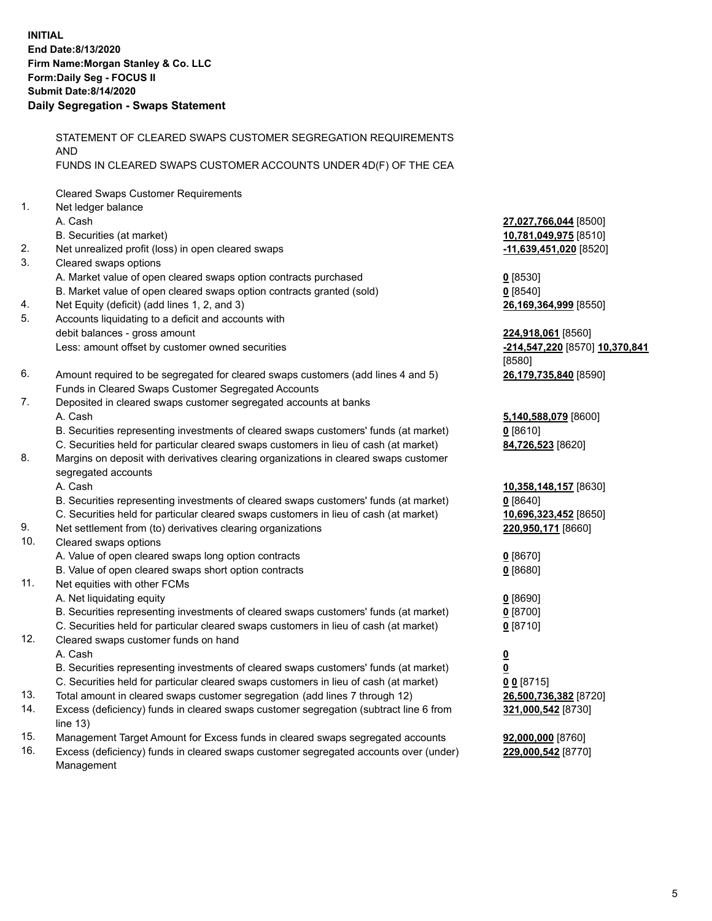**INITIAL**
**End Date:8/13/2020**
**Firm Name:Morgan Stanley & Co. LLC**
**Form:Daily Seg - FOCUS II**
**Submit Date:8/14/2020**
**Daily Segregation - Swaps Statement**

STATEMENT OF CLEARED SWAPS CUSTOMER SEGREGATION REQUIREMENTS AND
FUNDS IN CLEARED SWAPS CUSTOMER ACCOUNTS UNDER 4D(F) OF THE CEA

| | | |
|---|---|---|
| | Cleared Swaps Customer Requirements | |
| 1. | Net ledger balance | |
| | A. Cash | **27,027,766,044** [8500] |
| | B. Securities (at market) | **10,781,049,975** [8510] |
| 2. | Net unrealized profit (loss) in open cleared swaps | **-11,639,451,020** [8520] |
| 3. | Cleared swaps options | |
| | A. Market value of open cleared swaps option contracts purchased | **0** [8530] |
| | B. Market value of open cleared swaps option contracts granted (sold) | **0** [8540] |
| 4. | Net Equity (deficit) (add lines 1, 2, and 3) | **26,169,364,999** [8550] |
| 5. | Accounts liquidating to a deficit and accounts with debit balances - gross amount | **224,918,061** [8560] |
| | Less: amount offset by customer owned securities | **-214,547,220** [8570] **10,370,841** [8580] |
| 6. | Amount required to be segregated for cleared swaps customers (add lines 4 and 5) | **26,179,735,840** [8590] |
| | Funds in Cleared Swaps Customer Segregated Accounts | |
| 7. | Deposited in cleared swaps customer segregated accounts at banks | |
| | A. Cash | **5,140,588,079** [8600] |
| | B. Securities representing investments of cleared swaps customers' funds (at market) | **0** [8610] |
| | C. Securities held for particular cleared swaps customers in lieu of cash (at market) | **84,726,523** [8620] |
| 8. | Margins on deposit with derivatives clearing organizations in cleared swaps customer segregated accounts | |
| | A. Cash | **10,358,148,157** [8630] |
| | B. Securities representing investments of cleared swaps customers' funds (at market) | **0** [8640] |
| | C. Securities held for particular cleared swaps customers in lieu of cash (at market) | **10,696,323,452** [8650] |
| 9. | Net settlement from (to) derivatives clearing organizations | **220,950,171** [8660] |
| 10. | Cleared swaps options | |
| | A. Value of open cleared swaps long option contracts | **0** [8670] |
| | B. Value of open cleared swaps short option contracts | **0** [8680] |
| 11. | Net equities with other FCMs | |
| | A. Net liquidating equity | **0** [8690] |
| | B. Securities representing investments of cleared swaps customers' funds (at market) | **0** [8700] |
| | C. Securities held for particular cleared swaps customers in lieu of cash (at market) | **0** [8710] |
| 12. | Cleared swaps customer funds on hand | |
| | A. Cash | **0** |
| | B. Securities representing investments of cleared swaps customers' funds (at market) | **0** |
| | C. Securities held for particular cleared swaps customers in lieu of cash (at market) | **0** **0** [8715] |
| 13. | Total amount in cleared swaps customer segregation (add lines 7 through 12) | **26,500,736,382** [8720] |
| 14. | Excess (deficiency) funds in cleared swaps customer segregation (subtract line 6 from line 13) | **321,000,542** [8730] |
| 15. | Management Target Amount for Excess funds in cleared swaps segregated accounts | **92,000,000** [8760] |
| 16. | Excess (deficiency) funds in cleared swaps customer segregated accounts over (under) Management | **229,000,542** [8770] |